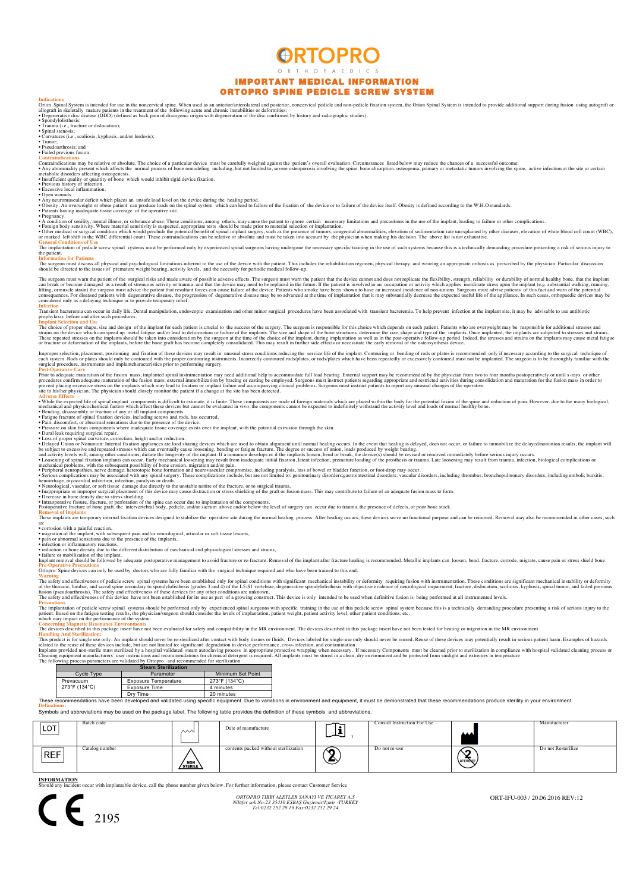# ORTOPRO

ORTHOPAEDICS

## IMPORTANT MEDICAL INFORMATION
## ORTOPRO SPINE PEDICLE SCREW SYSTEM

### Indications

Orion Spinal System is intended for use in the noncervical spine. When used as an anterior/anterolateral and posterior, noncervical pedicle and non-pedicle fixation system, the Orion Spinal System is intended to provide additional support during fusion using autograft or allograft in skeletally mature patients in the treatment of the following acute and chronic instabilities or deformities:

- Degenerative disc disease (DDD) (defined as back pain of discogenic origin with degeneration of the disc confirmed by history and radiographic studies);
- Spondylolisthesis;
- Trauma (i.e., fracture or dislocation);
- Spinal stenosis;
- Curvatures (i.e., scoliosis, kyphosis, and/or lordosis);
- Tumor;
- Pseudoarthrosis; and
- Failed previous fusion.

### Contraindications

Contraindications may be relative or absolute. The choice of a particular device must be carefully weighed against the patient's overall evaluation. Circumstances listed below may reduce the chances of a successful outcome:

- Any abnormality present which affects the normal process of bone remodeling including, but not limited to, severe osteoporosis involving the spine, bone absorption, osteopenia, primary or metastatic tumors involving the spine, active infection at the site or certain metabolic disorders affecting osteogenesis.
- Insufficient quality or quantity of bone which would inhibit rigid device fixation.
- Previous history of infection.
- Excessive local inflammation.
- Open wounds.
- Any neuromuscular deficit which places an unsafe load level on the device during the healing period.
- Obesity. An overweight or obese patient can produce loads on the spinal system which can lead to failure of the fixation of the device or to failure of the device itself. Obesity is defined according to the W.H.O standards.
- Patients having inadequate tissue coverage of the operative site.
- Pregnancy.
- A condition of senility, mental illness, or substance abuse. These conditions, among others, may cause the patient to ignore certain necessary limitations and precautions in the use of the implant, leading to failure or other complications.
- Foreign body sensitivity. Where material sensitivity is suspected, appropriate tests should be made prior to material selection or implantation.
- Other medical or surgical condition which would preclude the potential benefit of spinal implant surgery, such as the presence of tumors, congenital abnormalities, elevation of sedimentation rate unexplained by other diseases, elevation of white blood cell count (WBC), or marked left shift in the WBC differential count. These contraindications can be relative or absolute and must be taken into account by the physician when making his decision. The above list is not exhaustive.

### General Conditions of Use

The implantation of pedicle screw spinal systems must be performed only by experienced spinal surgeons having undergone the necessary specific training in the use of such systems because this is a technically demanding procedure presenting a risk of serious injury to the patient.

### Information for Patients

The surgeon must discuss all physical and psychological limitations inherent to the use of the device with the patient. This includes the rehabilitation regimen, physical therapy, and wearing an appropriate orthosis as prescribed by the physician. Particular discussion should be directed to the issues of premature weight bearing, activity levels, and the necessity for periodic medical follow-up.

The surgeon must warn the patient of the surgical risks and made aware of possible adverse effects. The surgeon must warn the patient that the device cannot and does not replicate the flexibility, strength, reliability or durability of normal healthy bone, that the implant can break or become damaged as a result of strenuous activity or trauma, and that the device may need to be replaced in the future. If the patient is involved in an occupation or activity which applies inordinate stress upon the implant (e.g.,substantial walking, running, lifting, ormuscle strain) the surgeon must advice the patient that resultant forces can cause failure of the device. Patients who smoke have been shown to have an increased incidence of non-unions. Surgeons must advise patients of this fact and warn of the potential consequences. For diseased patients with degenerative disease, the progression of degenerative disease may be so advanced at the time of implantation that it may substantially decrease the expected useful life of the appliance. In such cases, orthopaedic devices may be considered only as a delaying technique or to provide temporary relief.

### Infection

Transient bacteremia can occur in daily life. Dental manipulation, endoscopic examination and other minor surgical procedures have been associated with transient bacteremia. To help prevent infection at the implant site, it may be advisable to use antibiotic prophylaxis before and after such procedures.

### Implant Selection and Use

The choice of proper shape, size and design of the implant for each patient is crucial to the success of the surgery. The surgeon is responsible for this choice which depends on each patient. Patients who are overweight may be responsible for additional stresses and strains on the device which can speed up metal fatigue and/or lead to deformation or failure of the implants. The size and shape of the bone structures determine the size, shape and type of the implants. Once implanted, the implants are subjected to stresses and strains. These repeated stresses on the implants should be taken into consideration by the surgeon at the time of the choice of the implant, during implantation as well as in the post-operative follow-up period. Indeed, the stresses and strains on the implants may cause metal fatigue or fracture or deformation of the implants, before the bone graft has become completely consolidated. This may result in further side effects or necessitate the early removal of the osteosynthesis device.

Improper selection, placement, positioning and fixation of these devices may result in unusual stress conditions reducing the service life of the implant. Contouring or bending of rods or plates is recommended only if necessary according to the surgical technique of each system. Rods or plates should only be contoured with the proper contouring instruments. Incorrectly contoured rods/plates, or rods/plates which have been repeatedly or excessively contoured must not be implanted. The surgeon is to be thoroughly familiar with the surgical procedure, instruments and implantcharacteristics prior to performing surgery.

### Post-Operative Care

Prior to adequate maturation of the fusion mass, implanted spinal instrumentation may need additional help to accommodate full load bearing. External support may be recommended by the physician from two to four months postoperatively or until x-rays or other procedures confirm adequate maturation of the fusion mass; external immobilization by bracing or casting be employed. Surgeons must instruct patients regarding appropriate and restricted activities during consolidation and maturation for the fusion mass in order to prevent placing excessive stress on the implants which may lead to fixation or implant failure and accompanying clinical problems. Surgeons must instruct patients to report any unusual changes of the operative site to his/her physician. The physician should closely monitor the patient if a change at the site has been detected.

### Adverse Effects

- While the expected life of spinal implant components is difficult to estimate, it is finite. These components are made of foreign materials which are placed within the body for the potential fusion of the spine and reduction of pain. However, due to the many biological, mechanical and physicochemical factors which affect these devices but cannot be evaluated in vivo, the components cannot be expected to indefinitely withstand the activity level and loads of normal healthy bone.
- Bending, disassembly or fracture of any or all implant components.
- Fatigue fracture of spinal fixation devices, including screws and rods, has occurred.
- Pain, discomfort, or abnormal sensations due to the presence of the device.
- Pressure on skin from components where inadequate tissue coverage exists over the implant, with the potential extrusion through the skin.
- Dural leak requiring surgical repair.
- Loss of proper spinal curvature, correction, height and/or reduction.
- Delayed Union or Nonunion: Internal fixation appliances are load sharing devices which are used to obtain alignment until normal healing occurs. In the event that healing is delayed, does not occur, or failure to immobilize the delayed/nonunion results, the implant will be subject to excessive and repeated stresses which can eventually cause loosening, bending or fatigue fracture. The degree or success of union, loads produced by weight bearing, and activity levels will, among other conditions, dictate the longevity of the implant. If a nonunion develops or if the implants loosen, bend or break, the device(s) should be revised or removed immediately before serious injury occurs.
- Loosening of spinal fixation implants can occur. Early mechanical loosening may result from inadequate initial fixation, latent infection, premature loading of the prosthesis or trauma. Late loosening may result from trauma, infection, biological complications or mechanical problems, with the subsequent possibility of bone erosion, migration and/or pain.
- Peripheral neuropathies, nerve damage, heterotopic bone formation and neurovascular compromise, including paralysis, loss of bowel or bladder function, or foot-drop may occur.
- Serious complications may be associated with any spinal surgery. These complications include, but are not limited to: genitourinary disorders;gastrointestinal disorders; vascular disorders, including thrombus; bronchopulmonary disorders, including emboli; bursitis, hemorrhage, myocardial infarction, infection, paralysis or death.
- Neurological, vascular, or soft tissue damage due directly to the unstable natüre of the fracture, or to surgical trauma.
- Inappropriate or improper surgical placement of this device may cause distraction or stress shielding of the graft or fusion mass. This may contribute to failure of an adequate fusion mass to form.
- Decrease in bone density due to stress shielding.
- Intraoperative fissure, fracture, or perforation of the spine can occur due to implantation of the components.

Postoperative fracture of bone graft, the intervertebral body, pedicle, and/or sacrum above and/or below the level of surgery can occur due to trauma, the presence of defects, or poor bone stock.

### Removal of Implants

These implants are temporary internal fixation devices designed to stabilize the operative site during the normal healing process. After healing occurs, these devices serve no functional purpose and can be removed. Removal may also be recommended in other cases, such as:

- corrosion with a painful reaction,
- migration of the implant, with subsequent pain and/or neurological, articular or soft tissue lesions,
- pain or abnormal sensations due to the presence of the implants,
- infection or inflammatory reactions,
- reduction in bone density due to the different distribution of mechanical and physiological stresses and strains,
- failure or mobilization of the implant.

Implant removal should be followed by adequate postoperative management to avoid fracture or re-fracture. Removal of the implant after fracture healing is recommended. Metallic implants can loosen, bend, fracture, corrode, migrate, cause pain or stress shield bone.

### Pre-Operative Precautions

Ortopro Spine devices can only be used by doctors who are fully familiar with the surgical technique required and who have been trained to this end.

### Warning

The safety and effectiveness of pedicle screw spinal systems have been established only for spinal conditions with significant mechanical instability or deformity requiring fusion with instrumentation. These conditions are significant mechanical instability or deformity of the thoracic, lumbar, and sacral spine secondary to spondylolisthesis (grades 3 and 4) of the L5-S1 vertebrae, degenerative spondylolisthesis with objective evidence of neurological impairment, fracture, dislocation, scoliosis, kyphosis, spinal tumor, and failed previous fusion (pseudoarthrosis). The safety and effectiveness of these devices for any other conditions are unknown.

The safety and effectiveness of this device have not been established for its use as part of a growing construct. This device is only intended to be used when definitive fusion is being performed at all instrumented levels.

### Precautions

The implantation of pedicle screw spinal systems should be performed only by experienced spinal surgeons with specific training in the use of this pedicle screw spinal system because this is a technically demanding procedure presenting a risk of serious injury to the patient. Based on the fatigue testing results, the physician/surgeon should consider the levels of implantation, patient weight, patient activity level, other patient conditions, etc. which may impact on the performance of the system.

### Concerning Magnetic Resonance Environments

The devices described in this package insert have not been evaluated for safety and compatibility in the MR environment. The devices described in this package insert have not been tested for heating or migration in the MR environment.

### Handling And Sterilization:

This product is for single use only. An implant should never be re-sterilized after contact with body tissues or fluids. Devices labeled for single-use only should never be reused. Reuse of these devices may potentially result in serious patient harm. Examples of hazards related to the reuse of these devices include, but are not limited to: significant degradation in device performance, cross-infection, and contamination.

Implants provided non-sterile must sterilized by a hospital validated steam autoclaving process in appropriate protective wrapping when necessary. If necessary Components must be cleaned prior to sterilization in compliance with hospital validated cleaning process or Cleaning equipment manufacturers' user instructions and recommendations for chemical detergent is required. All implants must be stored in a clean, dry environment and be protected from sunlight and extremes in temperature

The following process parameters are validated by Ortopro and recommended for sterilization

| Steam Sterilization | | |
|---|---|---|
| Cycle Type | Parameter | Minimum Set Point |
| Prevacuum 273°F (134°C) | Exposure Temperature | 273°F (134°C) |
| | Exposure Time | 4 minutes |
| | Dry Time | 20 minutes |

These recommendations have been developed and validated using specific equipment. Due to variations in environment and equipment, it must be demonstrated that these recommendations produce sterility in your environment.

### Definations:

Symbols and abbreviations may be used on the package label. The following table provides the definition of these symbols and abbreviations.

| Symbol | Definition | Symbol | Definition | Symbol | Definition | Symbol | Definition |
|---|---|---|---|---|---|---|---|
| LOT | Batch code | | Date of manufacture | | Consult Instruction For Use | | Manufacturer |
| REF | Catalog number | NON STERILE | contents packed without sterilization | | Do not re-use | STERILIZE | Do not Resterilize |

### INFORMATION

Should any incident occur with implantable device, call the phone number given below. For further information, please contact Customer Service

CE 2195

*ORTOPRO TIBBI ALETLER SANAYI VE TICARET A.S*
*Nilüfer sok.No:23 35410 ESBAŞ Gaziemir/İzmir -TURKEY*
*Tel:0232 252 29 19 Fax:0232 252 29 24*

ORT-IFU-003 / 20.06.2016 REV:12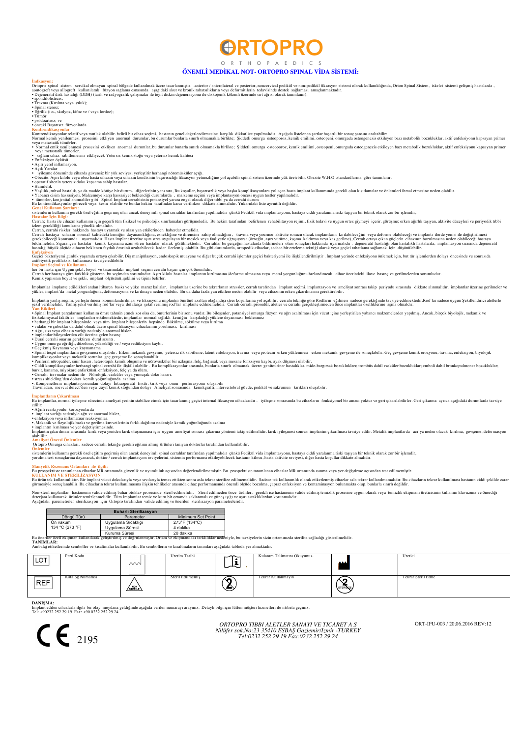# ORTOPRO

O R T H O P A E D I C S

## ÖNEMLİ MEDİKAL NOT- ORTOPRO SPINAL VİDA SİSTEMİ:

**İndkasyon:**

Ortopro spinal sistem servikal olmayan spinal bölgede kullanılmak üzere tasarlanmıştır. anterior / anterolateral ve posterior, noncervical pedikül ve non-pedikül fiksasyon sistemi olarak kullanıldığında, Orion Spinal Sistem, iskelet sistemi gelişmiş hastalarda, aoutogreft veya allogreft kullanılarak füzyon sağlama esnasında aşağıdaki akut ve kronik rahatsızlıkların veya deformitelerin tedavisinde destek sağlaması amaçlanmaktadır.

- Dejeneratif disk hastalığı (DDH) (tarih ve radyografik çalışmalar ile teyit diskin dejenerasyonu ile diskojenik kökenli üzerinde sırt ağrısı olarak tanımlanır);
- spondilolistezis;
- Travma (Kırılma veya çıkık);
- Spinal stenoz;
- Eğrilik (i.n., skolyoz, kifoz ve / veya lordoz);
- Tümör
- psödoartroz; ve
- önceki Başarısız füzyonlarda

**Kontrendikasyonlar**

Kontrendikasyonlar relatif veya mutlak olabilir. belirli bir cihaz seçimi, hastanın genel değerlendirmesine karşılık dikkatlice yapılmalıdır. Aşağıda listelenen şartlar başarılı bir sonuç şansını azaltabilir:

Normal kemik yenilenmesi prosesini etkliyen anormal durumlar, bu durumlar bunlarla sınırlı olmamakla birlikte; Şiddetli omurga osteoporoz, kemik emilimi, osteopeni, omurgada osteogenezis etkileyen bazı metabolik bozukluklar, aktif enfeksiyonu kapsayan primer veya metastatik tümörler.

- Normal emik yenilenmesi prosesini etkliyen anormal durumlar, bu durumlar bunlarla sınırlı olmamakla birlikte; Şiddetli omurga osteoporoz, kemik emilimi, osteopeni, omurgada osteogenezis etkileyen bazı metabolik bozukluklar, aktif enfeksiyonu kapsayan primer veya metastatik tümörler.
- sağlam cihaz sabitlemesini etkliyecek Yetersiz kemik stoğu veya yetersiz kemik kalitesi
- Enfeksiyon öyküsü
- Aşırı yerel inflamasyon.
- Açık Yaralar
- iyileşme döneminde cihazda güvensiz bir yük seviyesi yerleştirir herhangi nöromüsküler açığı.
- Obezite. Aşırı kilolu veya obez hasta cihazın veya cihazın kendisinin başarısızlığı fiksasyon yetmezliğine yol açabilir spinal sistem üzerinde yük üretebilir. Obezite W.H.O .standardlarına göre tanımlanır.
- operatif sitenin yetersiz doku kapsama sahip hastalar.
- Hamilelik
- Yaşlılık, ruhsal hastalık, ya da madde kötüye bir durum. diğerlerinin yanı sıra, Bu koşullar, başarısızlık veya başka komplikasyonlara yol açan hasta implant kullanımında gerekli olan kısıtlamalar ve önlemleri ihmal etmesine neden olabilir.
- Yabancı cisim hassasiyeti. Malzemeye karşı hassasiyet beklendiği durumlarda , malzeme seçimi veya implantasyon öncesi uygun testler yapılmalıdır.
- tümörler, konjenital anomaliler gibi Spinal İmplant cerrahisinin potansiyel yarara engel olacak diğer tıbbi ya da cerrahi durum

Bu kontrendikasyonlari göreceli veya kesin olabilir ve bunlar hekim tarafından karar verilirken dikkate alınmalıdır. Yukarıdaki liste ayrıntılı değildir.

**Genel Kullanım Şartları:**

sistemlerin kullanımı gerekli özel eğitim geçirmiş olan ancak deneyimli spinal cerrahlar tarafından yapılmalıdır çünkü Pedikül vida implantasyonu, hastaya ciddi yaralanma riski taşıyan bir teknik olarak zor bir işlemdir,

**Hastalar İçin Bilgi:**

Cerrah; hasta ile cihazın kullanımı için geçerli tüm fiziksel ve psikolojik sınırlamaları görüşmelidir. Bu hekim tarafından belirlenen rehabilitasyon rejimi, fizik tedavi ve uygun ortez giymeyi içerir. görüşme; erken ağırlık taşıyan, aktivite düzeyleri ve periyodik tıbbi izlem gerekliliği konularına yönelik olmalıdır.

Cerrah, cerrahi riskler hakkında hastayı uyarmak ve olası yan etkilerinden haberdar etmelidir.

Cerrah hastaya cihazın normal kalitedeki kemiğin dayanaıklığına, esnekliğine ve direncine sahip olmadığını , travma veya yoruvcu aktivite sonucu olarak implantların kırılabileceğini veya deforme olabileceği ve implantı ilerde yenisi ile değiştirilmesi gerekebileceği konusunda uyarmalıdır. Hasta implant üzerine aşırı stres uygulayan bir meslek veya faaliyetle uğraşıyorsa (örneğin, aşırı yürüme, koşma, kaldırma veya kas gerilme), Cerrah ortaya çıkan güçlerin cihazının bozulmasına neden olabileceği hastaya bildirmelidir. Sigara içen hastalar kemik kaynama uzun süren hastalar olarak görülmektedir. Cerrahlar bu gerçeğin hastalarda bildirmeleri olası sonuçları hakkında uyarmalıdır . dejeneratif hastalığı olan hastalıklı hastalarda, implantasyon sırasında dejeneratif hastalığ büyük ölçüde cihazın beklenen faydalı ömrünü azaltabilecek kadar ilerlemiş olabilir. Bu gibi durumlarda, ortopedik cihazlar, sadece bir erteleme tekniği olarak veya geçici rahatlama sağlamak için düşünülebilir.

**Enfeksiyon**

Geçici bakteriyemi günlük yaşamda ortaya çıkabilir. Diş manipülasyon, endoskopik muayene ve diğer küçük cerrahi işlemler geçici bakteriyemi ile ilişkilendirilmiştir . İmplant yerinde enfeksiyonu önlemek için, bu tür işlemlerden dolayı öncesinde ve sonrasında antibiyotik profilaksisi kullanması tavsiye edilebilir

**İmplant Seçimi ve Kullanımı.**

her bir hasta için Uygun şekil, boyut ve tasarımdaki implant seçimi cerrahi başarı için çok önemlidir.

Cerrah her hastaya göre farklılık gösteren bu seçimden sorumludur. Aşırı kilolu hastalar, implantın kırılmasına /deforme olmasına veya metal yorgunluğunu hızlandıracak cihaz üzerindeki ilave basınç ve gerilmelerden sorumludur.

Kemik yapısının boyut ve şekli, implant ölçüsünü, şeklini ve tipini belirler.

İmplantlar implante edildikleri andan itibaren baskı ve yüke maruz kalırlar. implantlar üzerine bu tekrarlanan stressler, cerrah tarafından implant seçimi, implantasyon ve ameliyat sonrası takip periyodu sırasında dikkate alınmalıdır. implantlar üzerine gerilmeler ve yükler, implant'da metal yorgunluğuna, deformasyona ve kırılmaya neden olabilir. Bu da daha fazla yan etkilere neden olabilir veya cihazının erken çıkarılmasını gerektirebilir.

İmplantın yanlış seçimi, yerleştirilmesi, konumlandırılması ve fiksasyonu implantın ömrünü azaltan olağandışı stres koşullarına yol açabilir. cerrahi tekniğe göre Rodların eğilmesi sadece gerektiğinde tavsiye edilmektedir.Rod'lar sadece uygun Şekillendirici aletlerle şekil verilmelidir. Yanlış şekil verilmiş rod'lar veya defalarca şekil verilmiş rod'lar implante edilmemelidir. Cerrah cerrahi prosedür, aletler ve cerrahi gerçekleştirmeden önce implantlar özelliklerine aşina olmalıdır.

**Yan Etkileri**

- Spinal İmplant parçalarının kullanım ömrü tahmin etmek zor olsa da, ömürlerinin bir sonu vardır. Bu bileşenler, potansiyel omurga füzyon ve ağrı azaltılması için vücut içine yerleştirilen yabancı malzemelerden yapılmış. Ancak, birçok biyolojik, mekanik ve fizikokimyasal faktörler implantları etkilemektedir, implantlar normal sağlıklı kemiğin karşıladığı yüklere dayanması beklenmez
- herhangi bir implant bileşeninde veya tüm implant bileşenlerin hepsinde Bükülme, sökülme veya kırılma
- vidalar ve çubuklar da dahil olmak üzere spinal fiksasyon cihazlarının yorulması, kırılması
- Ağrı, sızı veya cihazın varlığı nedeniyle anormal hisler.
- implantlar bileşenlerden cilt üzerine gelen basınç
- Dural cerrahi onarım gerektiren dural sızıntı .
- Uygun omurga eğriliği, düzeltme, yüksekliği ve / veya redüksiyon kaybı.
- Gecikmiş Kaynama veya kaynamama
- Spinal tespit implantların gevşemesi oluşabilir. Erken mekanik gevşeme; yetersiz ilk sabitleme, latent enfeksiyon, travma veya protezin erken yüklenmesi erken mekanik gevşeme ile sonuçlabilir. Geç gevşeme kemik erozyonu, travma, enfeksiyon, biyolojik komplikasyonlar veya mekanik sorunlar geç gevşeme ile sonuçlanabilir .
- Periferal nöropatiler, sinir hasarı, heterotopik kemik oluşumu ve nörovasküler bir uzlaşma, felç, bağırsak veya mesane fonksiyon kaybı, ayak düşmesi olabilir.
- Ciddi komplikasyonlar herhangi spinal cerrahi ile ilişkili olabilir . Bu komplikasyonlar arasında, bunlarla sınırlı olmamak üzere: genitoüriner hastalıklar, mide-bargırsak bozuklukları; trombüs dahil vasküler bozukluklar; emboli dahil bronkopulmoner bozukluklar; bursit, kanama, miyokard enfarktüsü, enfeksiyon, felç ya da ölüm.
- Cerrahi travmalar nedeni ile Nörolojik, vasküler veya yumuşak doku hasarı.
- stress shielding'den dolayı kemik yoğunluğunda azalma
- Kompenetlerin implantasyonundan dolayı İntraoperatif fissür, kırık veya omur perforasyonu oluşabilir

Travmadan, mevcut defect'den veya zayıf kemik stoğundan dolayı Ameliyat sonrasında kemikgrafti, intervertebral gövde, pedikül ve sakrumun kırıkları oluşabilir.

**İmplantların Çıkarılması**

Bu implantlar, normal iyileşme sürecinde ameliyat yerinin stabilize etmek için tasarlanmış geçici internal fiksasyon cihazlarıdır . iyileşme sonrasında bu cihazların fonksiyonel bir amacı yoktur ve geri çıkarılabilirler. Geri çıkarma ayrıca aşağıdaki durumlarda tavsiye edilir:

- Ağrılı reaksiyonlu korozyonlarda
- implant varlığı nedeniyle ağrı ve anormal hisler,
- enfeksiyon veya inflamatuar reaksiyonlar,
- , Mekanik ve fizyolojik baskı ve gerilme kuvvetlerinin farklı dağılımı nedeniyle kemik yoğunluğunda azalma
- implantın kırılması ve yer değiştirmesinde.

İmplantın çıkarılması sırasında kırık veya yeniden kırık oluşmaması için uygun ameliyat sonrası çıkarma yöntemi takip edilmelidir. kırık iyileşmesi sonrası implantın çıkarılması tavsiye edilir. Metalik implantlarda acı'ya neden olacak kırılma, gevşeme, deformasyon olabilir.

**Ameliyat Öncesi Önlemler**

Ortopro Omurga cihazları, sadece cerrahi tekniğe gerekli eğitimi almış ürünleri tanıyan doktorlar tarafından kullanılabilir.

**Önlemler**

sistemlerin kullanımı gerekli özel eğitim geçirmiş olan ancak deneyimli spinal cerrahlar tarafından yapılmalıdır çünkü Pedikül vida implantasyonu, hastaya ciddi yaralanma riski taşıyan bir teknik olarak zor bir işlemdir,

yorulma test sonuçlarına dayanarak, doktor / cerrah implantasyon seviyelerini, sistemin performansı etkileyebilecek hastanın kilosu, hasta aktivite seviyesi, diğer hasta koşullar dikkate almalıdır.

**Manyetik Rezonans Ortamları ile ilgili:**

Bu prospektüste tanımlanan cihazlar MR ortamında güvenlik ve uyumluluk açısından değerlendirilmemiştir. Bu prospektüste tanımlanan cihazlar MR ortamında ısınma veya yer değiştirme açısından test edilmemiştir.

**KULLANIM VE STERİLİZASYON**

Bu ürün tek kullanımlıktır. Bir implant vücut dokularıyla veya sıvılarıyla temas ettikten sonra asla tekrar sterilize edilmemelidir. Sadece tek kullanımlık olarak etiketlenmiş cihazlar asla tekrar kullanılmamalıdır. Bu cihazların tekrar kullanılması hastanın ciddi şekilde zarar görmesiyle sonuçlanabilir. Bu cihazların tekrar kullanılmasına ilişkin tehlikeler arasında cihaz performansında önemli ölçüde bozulma, çapraz enfeksiyon ve kontaminasyon bulunmakta olup, bunlarla sınırlı değildir.

Non-steril implantlar hastanenin valide edilmiş buhar otoklav prosesinde steril edilmelidir. Steril edilmeden önce ürünler, gerekli ise hastanenin valide edilmiş temizlik prosesine uygun olarak veya temizlik ekipmanı üreticisinin kullanım klavuzuna ve önerdiği deterjanı kullanarak ürünler temizlenmelidir. Tüm implantlar temiz ve kuru bir ortamda saklanmalı ve güneş ışığı ve aşırı sıcaklıklardan korunmalıdır.

Aşağıdaki paremetreler sterilizasyon için Ortopro tarafından valide edilmiş ve önerilen sterilizasyon parametreleridir.

| Buharlı Sterilizasyon | | |
|---|---|---|
| Döngü Türü | Parameter | Minimum Set Point |
| Ön vakum<br>134 °C (273 °F) | Uygulama Sıcaklığı | 273°F (134°C) |
| | Uygulama Süresi | 4 dakika |
| | Kuruma Süresi | 20 dakika |

Bu öneriler özel ekipman kullanılarak geliştirilmiş ve doğrulanmıştır. Ortam ve ekipmandaki farklılıklar nedeniyle, bu tavsiyelerin sizin ortamınızda sterilite sağladığı gösterilmelidir.

**TANIMLAR:**

Ambalaj etiketlerinde semboller ve kısaltmalar kullanılabilir. Bu sembollerin ve kısaltmaların tanımları aşağıdaki tabloda yer almaktadır.

| | | | | | | | |
|---|---|---|---|---|---|---|---|
| LOT | Parti Kodu | | Üretim Tarihi | | Kulanım Talimatını Okuyunuz. | | Üretici |
| REF | Katalog Numarası | NON STERILE | Steril Edilmemiş. | | Tekrar Kullanmayın | STERILIZE | Tekrar Steril Etme |

**DANIŞMA:**

İmplant edilen cihazlarla ilgili bir olay meydana geldiğinde aşağıda verilen numarayı arayınız. Detaylı bilgi için lütfen müşteri hizmetleri ile irtibata geçiniz.

Tel: +90232 252 29 19 Fax: +90 0232 252 29 24

CE 2195

*ORTOPRO TIBBI ALETLER SANAYI VE TICARET A.S*
*Nilüfer sok.No:23 35410 ESBAŞ Gaziemir/Izmir -TURKEY*
*Tel:0232 252 29 19 Fax:0232 252 29 24*

ORT-IFU-003 / 20.06.2016 REV:12